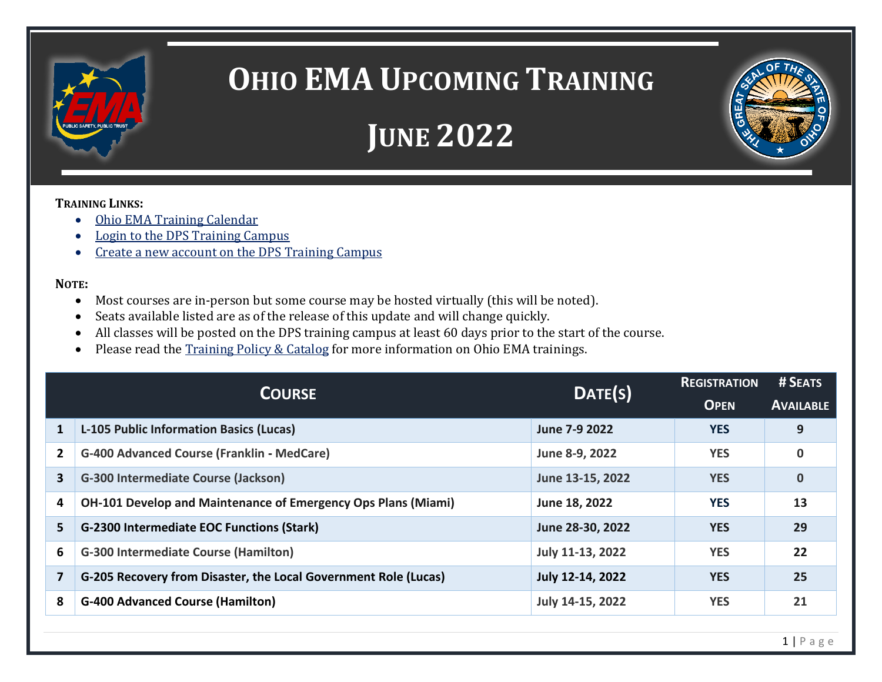# Ohio EMA Upcoming Training

# June 2022

**Training Links:**

- Ohio EMA Training Calendar
- Login to the DPS Training Campus
- Create a new account on the DPS Training Campus

**Note:**

- Most courses are in-person but some course may be hosted virtually (this will be noted).
- Seats available listed are as of the release of this update and will change quickly.
- All classes will be posted on the DPS training campus at least 60 days prior to the start of the course.
- Please read the Training Policy & Catalog for more information on Ohio EMA trainings.

| | Course | Date(s) | Registration Open | # Seats Available |
|---|---|---|---|---|
| 1 | L-105 Public Information Basics (Lucas) | June 7-9 2022 | YES | 9 |
| 2 | G-400 Advanced Course (Franklin - MedCare) | June 8-9, 2022 | YES | 0 |
| 3 | G-300 Intermediate Course (Jackson) | June 13-15, 2022 | YES | 0 |
| 4 | OH-101 Develop and Maintenance of Emergency Ops Plans (Miami) | June 18, 2022 | YES | 13 |
| 5 | G-2300 Intermediate EOC Functions (Stark) | June 28-30, 2022 | YES | 29 |
| 6 | G-300 Intermediate Course (Hamilton) | July 11-13, 2022 | YES | 22 |
| 7 | G-205 Recovery from Disaster, the Local Government Role (Lucas) | July 12-14, 2022 | YES | 25 |
| 8 | G-400 Advanced Course (Hamilton) | July 14-15, 2022 | YES | 21 |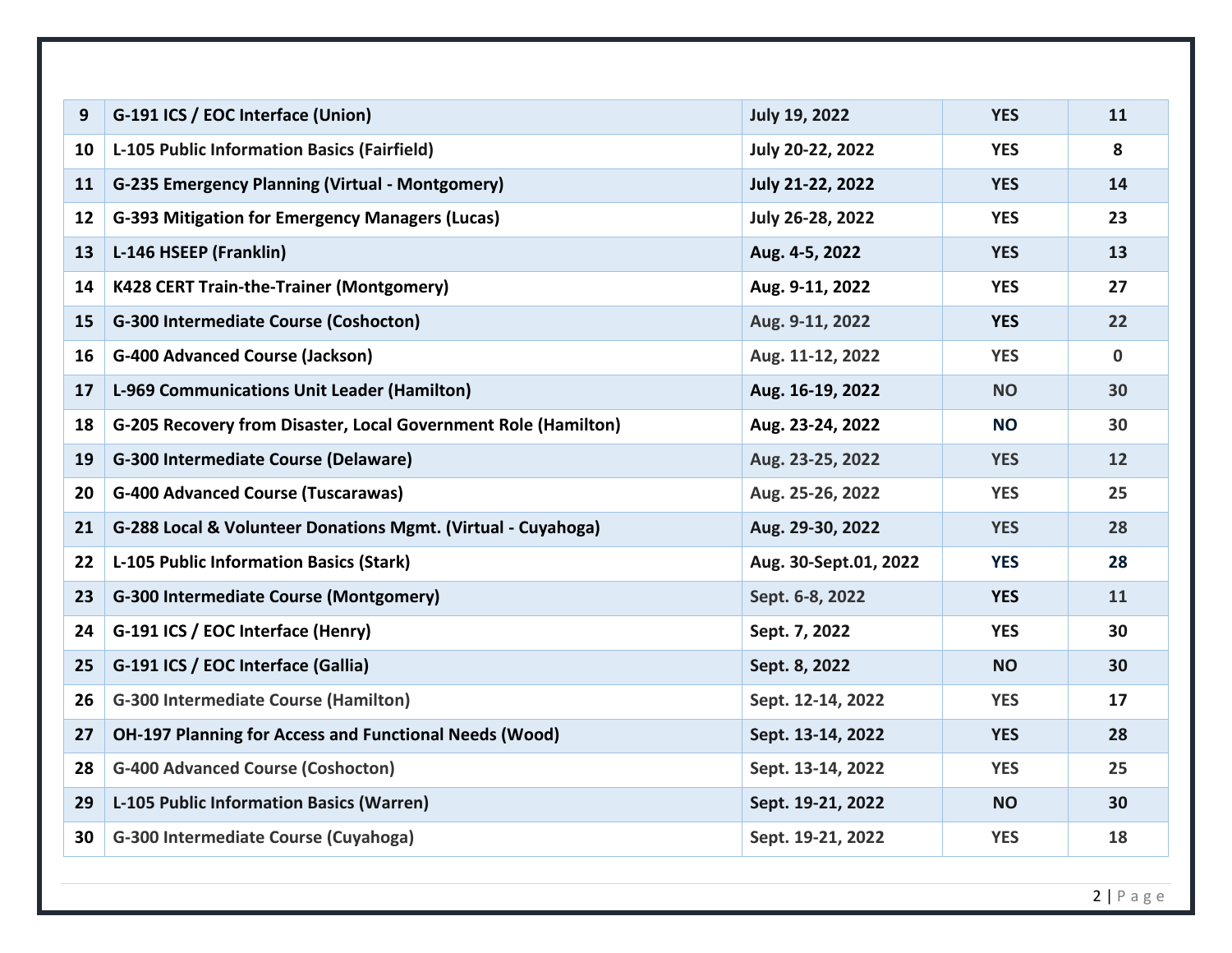| 9 | G-191 ICS / EOC Interface (Union) | July 19, 2022 | YES | 11 |
|---|---|---|---|---|
| 10 | L-105 Public Information Basics (Fairfield) | July 20-22, 2022 | YES | 8 |
| 11 | G-235 Emergency Planning (Virtual - Montgomery) | July 21-22, 2022 | YES | 14 |
| 12 | G-393 Mitigation for Emergency Managers (Lucas) | July 26-28, 2022 | YES | 23 |
| 13 | L-146 HSEEP (Franklin) | Aug. 4-5, 2022 | YES | 13 |
| 14 | K428 CERT Train-the-Trainer (Montgomery) | Aug. 9-11, 2022 | YES | 27 |
| 15 | G-300 Intermediate Course (Coshocton) | Aug. 9-11, 2022 | YES | 22 |
| 16 | G-400 Advanced Course (Jackson) | Aug. 11-12, 2022 | YES | 0 |
| 17 | L-969 Communications Unit Leader (Hamilton) | Aug. 16-19, 2022 | NO | 30 |
| 18 | G-205 Recovery from Disaster, Local Government Role (Hamilton) | Aug. 23-24, 2022 | NO | 30 |
| 19 | G-300 Intermediate Course (Delaware) | Aug. 23-25, 2022 | YES | 12 |
| 20 | G-400 Advanced Course (Tuscarawas) | Aug. 25-26, 2022 | YES | 25 |
| 21 | G-288 Local & Volunteer Donations Mgmt. (Virtual - Cuyahoga) | Aug. 29-30, 2022 | YES | 28 |
| 22 | L-105 Public Information Basics (Stark) | Aug. 30-Sept.01, 2022 | YES | 28 |
| 23 | G-300 Intermediate Course (Montgomery) | Sept. 6-8, 2022 | YES | 11 |
| 24 | G-191 ICS / EOC Interface (Henry) | Sept. 7, 2022 | YES | 30 |
| 25 | G-191 ICS / EOC Interface (Gallia) | Sept. 8, 2022 | NO | 30 |
| 26 | G-300 Intermediate Course (Hamilton) | Sept. 12-14, 2022 | YES | 17 |
| 27 | OH-197 Planning for Access and Functional Needs (Wood) | Sept. 13-14, 2022 | YES | 28 |
| 28 | G-400 Advanced Course (Coshocton) | Sept. 13-14, 2022 | YES | 25 |
| 29 | L-105 Public Information Basics (Warren) | Sept. 19-21, 2022 | NO | 30 |
| 30 | G-300 Intermediate Course (Cuyahoga) | Sept. 19-21, 2022 | YES | 18 |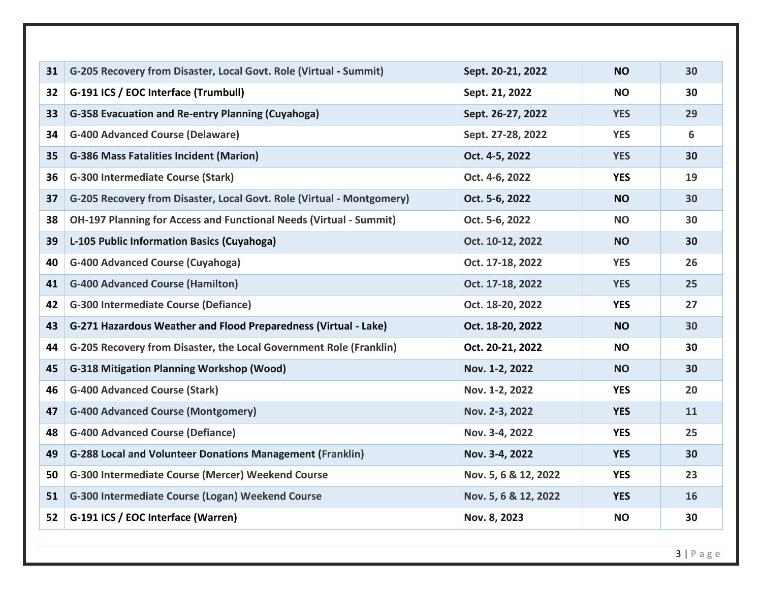| | | | | |
|---|---|---|---|---|
| 31 | G-205 Recovery from Disaster, Local Govt. Role (Virtual - Summit) | Sept. 20-21, 2022 | NO | 30 |
| 32 | G-191 ICS / EOC Interface (Trumbull) | Sept. 21, 2022 | NO | 30 |
| 33 | G-358 Evacuation and Re-entry Planning (Cuyahoga) | Sept. 26-27, 2022 | YES | 29 |
| 34 | G-400 Advanced Course (Delaware) | Sept. 27-28, 2022 | YES | 6 |
| 35 | G-386 Mass Fatalities Incident (Marion) | Oct. 4-5, 2022 | YES | 30 |
| 36 | G-300 Intermediate Course (Stark) | Oct. 4-6, 2022 | YES | 19 |
| 37 | G-205 Recovery from Disaster, Local Govt. Role (Virtual - Montgomery) | Oct. 5-6, 2022 | NO | 30 |
| 38 | OH-197 Planning for Access and Functional Needs (Virtual - Summit) | Oct. 5-6, 2022 | NO | 30 |
| 39 | L-105 Public Information Basics (Cuyahoga) | Oct. 10-12, 2022 | NO | 30 |
| 40 | G-400 Advanced Course (Cuyahoga) | Oct. 17-18, 2022 | YES | 26 |
| 41 | G-400 Advanced Course (Hamilton) | Oct. 17-18, 2022 | YES | 25 |
| 42 | G-300 Intermediate Course (Defiance) | Oct. 18-20, 2022 | YES | 27 |
| 43 | G-271 Hazardous Weather and Flood Preparedness (Virtual - Lake) | Oct. 18-20, 2022 | NO | 30 |
| 44 | G-205 Recovery from Disaster, the Local Government Role (Franklin) | Oct. 20-21, 2022 | NO | 30 |
| 45 | G-318 Mitigation Planning Workshop (Wood) | Nov. 1-2, 2022 | NO | 30 |
| 46 | G-400 Advanced Course (Stark) | Nov. 1-2, 2022 | YES | 20 |
| 47 | G-400 Advanced Course (Montgomery) | Nov. 2-3, 2022 | YES | 11 |
| 48 | G-400 Advanced Course (Defiance) | Nov. 3-4, 2022 | YES | 25 |
| 49 | G-288 Local and Volunteer Donations Management (Franklin) | Nov. 3-4, 2022 | YES | 30 |
| 50 | G-300 Intermediate Course (Mercer) Weekend Course | Nov. 5, 6 & 12, 2022 | YES | 23 |
| 51 | G-300 Intermediate Course (Logan) Weekend Course | Nov. 5, 6 & 12, 2022 | YES | 16 |
| 52 | G-191 ICS / EOC Interface (Warren) | Nov. 8, 2023 | NO | 30 |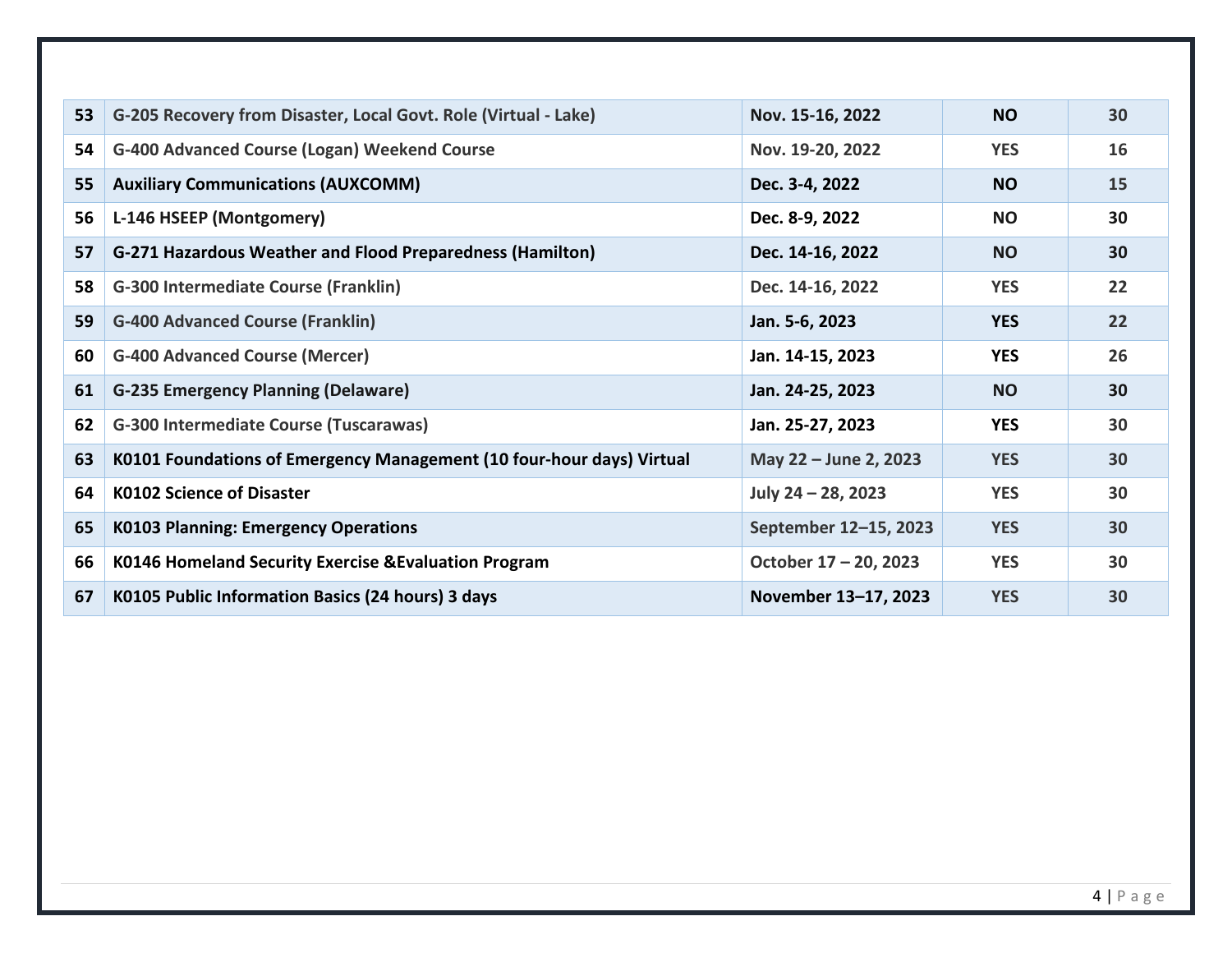| | | | | |
|---|---|---|---|---|
| 53 | G-205 Recovery from Disaster, Local Govt. Role (Virtual - Lake) | Nov. 15-16, 2022 | NO | 30 |
| 54 | G-400 Advanced Course (Logan) Weekend Course | Nov. 19-20, 2022 | YES | 16 |
| 55 | Auxiliary Communications (AUXCOMM) | Dec. 3-4, 2022 | NO | 15 |
| 56 | L-146 HSEEP (Montgomery) | Dec. 8-9, 2022 | NO | 30 |
| 57 | G-271 Hazardous Weather and Flood Preparedness (Hamilton) | Dec. 14-16, 2022 | NO | 30 |
| 58 | G-300 Intermediate Course (Franklin) | Dec. 14-16, 2022 | YES | 22 |
| 59 | G-400 Advanced Course (Franklin) | Jan. 5-6, 2023 | YES | 22 |
| 60 | G-400 Advanced Course (Mercer) | Jan. 14-15, 2023 | YES | 26 |
| 61 | G-235 Emergency Planning (Delaware) | Jan. 24-25, 2023 | NO | 30 |
| 62 | G-300 Intermediate Course (Tuscarawas) | Jan. 25-27, 2023 | YES | 30 |
| 63 | K0101 Foundations of Emergency Management (10 four-hour days) Virtual | May 22 – June 2, 2023 | YES | 30 |
| 64 | K0102 Science of Disaster | July 24 – 28, 2023 | YES | 30 |
| 65 | K0103 Planning: Emergency Operations | September 12–15, 2023 | YES | 30 |
| 66 | K0146 Homeland Security Exercise &Evaluation Program | October 17 – 20, 2023 | YES | 30 |
| 67 | K0105 Public Information Basics (24 hours) 3 days | November 13–17, 2023 | YES | 30 |